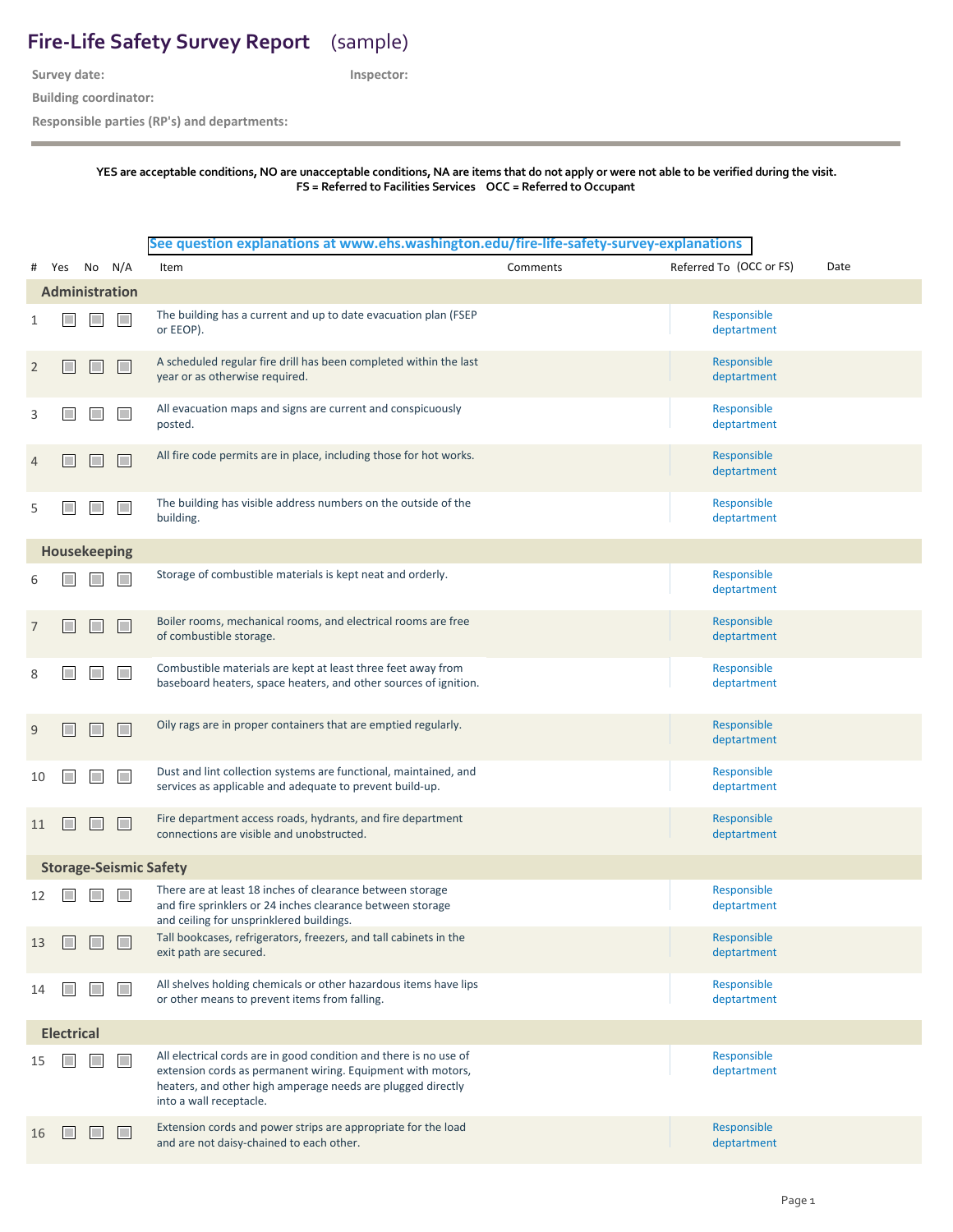# Fire-Life Safety Survey Report (sample)

**Survey date:** **Inspector:**

**Building coordinator:**

**Responsible parties (RP's) and departments:**

---

**YES are acceptable conditions, NO are unacceptable conditions, NA are items that do not apply or were not able to be verified during the visit.**
**FS = Referred to Facilities Services OCC = Referred to Occupant**

**See question explanations at www.ehs.washington.edu/fire-life-safety-survey-explanations**

| # | Yes | No | N/A | Item | Comments | Referred To (OCC or FS) | Date |
|---|---|---|---|---|---|---|---|
| **Administration** | | | | | | | |
| 1 | ☐ | ☐ | ☐ | The building has a current and up to date evacuation plan (FSEP or EEOP). | | Responsible deptartment | |
| 2 | ☐ | ☐ | ☐ | A scheduled regular fire drill has been completed within the last year or as otherwise required. | | Responsible deptartment | |
| 3 | ☐ | ☐ | ☐ | All evacuation maps and signs are current and conspicuously posted. | | Responsible deptartment | |
| 4 | ☐ | ☐ | ☐ | All fire code permits are in place, including those for hot works. | | Responsible deptartment | |
| 5 | ☐ | ☐ | ☐ | The building has visible address numbers on the outside of the building. | | Responsible deptartment | |
| **Housekeeping** | | | | | | | |
| 6 | ☐ | ☐ | ☐ | Storage of combustible materials is kept neat and orderly. | | Responsible deptartment | |
| 7 | ☐ | ☐ | ☐ | Boiler rooms, mechanical rooms, and electrical rooms are free of combustible storage. | | Responsible deptartment | |
| 8 | ☐ | ☐ | ☐ | Combustible materials are kept at least three feet away from baseboard heaters, space heaters, and other sources of ignition. | | Responsible deptartment | |
| 9 | ☐ | ☐ | ☐ | Oily rags are in proper containers that are emptied regularly. | | Responsible deptartment | |
| 10 | ☐ | ☐ | ☐ | Dust and lint collection systems are functional, maintained, and services as applicable and adequate to prevent build-up. | | Responsible deptartment | |
| 11 | ☐ | ☐ | ☐ | Fire department access roads, hydrants, and fire department connections are visible and unobstructed. | | Responsible deptartment | |
| **Storage-Seismic Safety** | | | | | | | |
| 12 | ☐ | ☐ | ☐ | There are at least 18 inches of clearance between storage and fire sprinklers or 24 inches clearance between storage and ceiling for unsprinklered buildings. | | Responsible deptartment | |
| 13 | ☐ | ☐ | ☐ | Tall bookcases, refrigerators, freezers, and tall cabinets in the exit path are secured. | | Responsible deptartment | |
| 14 | ☐ | ☐ | ☐ | All shelves holding chemicals or other hazardous items have lips or other means to prevent items from falling. | | Responsible deptartment | |
| **Electrical** | | | | | | | |
| 15 | ☐ | ☐ | ☐ | All electrical cords are in good condition and there is no use of extension cords as permanent wiring. Equipment with motors, heaters, and other high amperage needs are plugged directly into a wall receptacle. | | Responsible deptartment | |
| 16 | ☐ | ☐ | ☐ | Extension cords and power strips are appropriate for the load and are not daisy-chained to each other. | | Responsible deptartment | |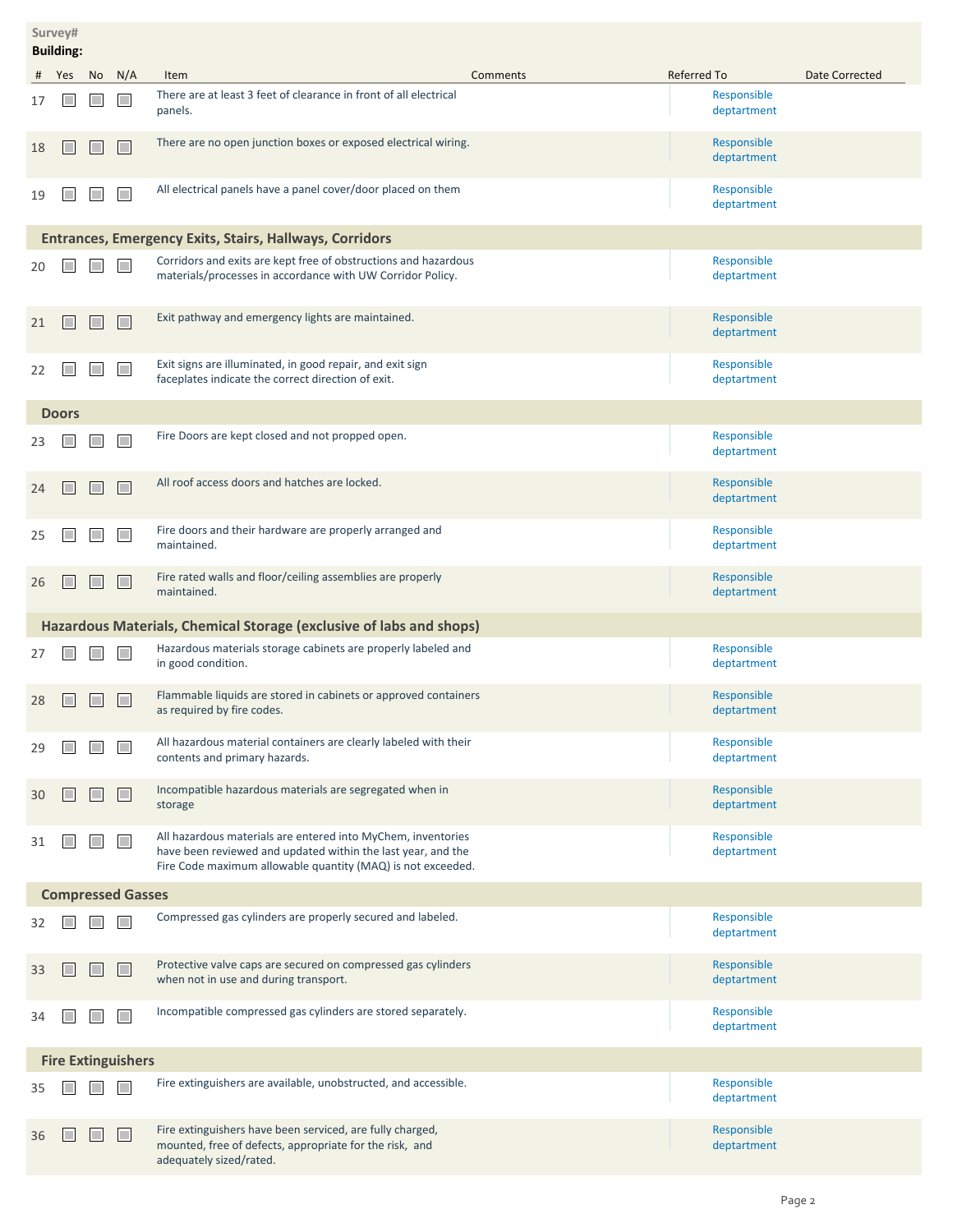**Survey#**
**Building:**

| # | Yes | No | N/A | Item | Comments | Referred To | Date Corrected |
|---|---|---|---|---|---|---|---|
| 17 | ☐ | ☐ | ☐ | There are at least 3 feet of clearance in front of all electrical panels. | | Responsible deptartment | |
| 18 | ☐ | ☐ | ☐ | There are no open junction boxes or exposed electrical wiring. | | Responsible deptartment | |
| 19 | ☐ | ☐ | ☐ | All electrical panels have a panel cover/door placed on them | | Responsible deptartment | |
| **Entrances, Emergency Exits, Stairs, Hallways, Corridors** | | | | | | | |
| 20 | ☐ | ☐ | ☐ | Corridors and exits are kept free of obstructions and hazardous materials/processes in accordance with UW Corridor Policy. | | Responsible deptartment | |
| 21 | ☐ | ☐ | ☐ | Exit pathway and emergency lights are maintained. | | Responsible deptartment | |
| 22 | ☐ | ☐ | ☐ | Exit signs are illuminated, in good repair, and exit sign faceplates indicate the correct direction of exit. | | Responsible deptartment | |
| **Doors** | | | | | | | |
| 23 | ☐ | ☐ | ☐ | Fire Doors are kept closed and not propped open. | | Responsible deptartment | |
| 24 | ☐ | ☐ | ☐ | All roof access doors and hatches are locked. | | Responsible deptartment | |
| 25 | ☐ | ☐ | ☐ | Fire doors and their hardware are properly arranged and maintained. | | Responsible deptartment | |
| 26 | ☐ | ☐ | ☐ | Fire rated walls and floor/ceiling assemblies are properly maintained. | | Responsible deptartment | |
| **Hazardous Materials, Chemical Storage (exclusive of labs and shops)** | | | | | | | |
| 27 | ☐ | ☐ | ☐ | Hazardous materials storage cabinets are properly labeled and in good condition. | | Responsible deptartment | |
| 28 | ☐ | ☐ | ☐ | Flammable liquids are stored in cabinets or approved containers as required by fire codes. | | Responsible deptartment | |
| 29 | ☐ | ☐ | ☐ | All hazardous material containers are clearly labeled with their contents and primary hazards. | | Responsible deptartment | |
| 30 | ☐ | ☐ | ☐ | Incompatible hazardous materials are segregated when in storage | | Responsible deptartment | |
| 31 | ☐ | ☐ | ☐ | All hazardous materials are entered into MyChem, inventories have been reviewed and updated within the last year, and the Fire Code maximum allowable quantity (MAQ) is not exceeded. | | Responsible deptartment | |
| **Compressed Gasses** | | | | | | | |
| 32 | ☐ | ☐ | ☐ | Compressed gas cylinders are properly secured and labeled. | | Responsible deptartment | |
| 33 | ☐ | ☐ | ☐ | Protective valve caps are secured on compressed gas cylinders when not in use and during transport. | | Responsible deptartment | |
| 34 | ☐ | ☐ | ☐ | Incompatible compressed gas cylinders are stored separately. | | Responsible deptartment | |
| **Fire Extinguishers** | | | | | | | |
| 35 | ☐ | ☐ | ☐ | Fire extinguishers are available, unobstructed, and accessible. | | Responsible deptartment | |
| 36 | ☐ | ☐ | ☐ | Fire extinguishers have been serviced, are fully charged, mounted, free of defects, appropriate for the risk, and adequately sized/rated. | | Responsible deptartment | |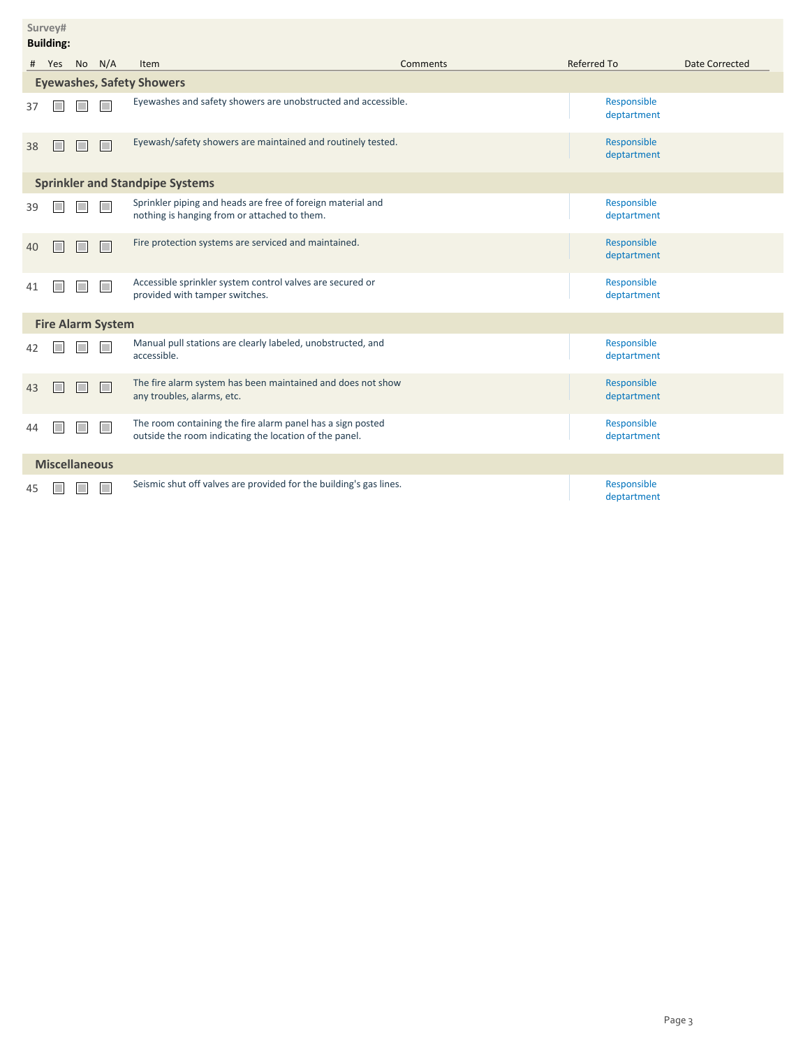**Survey#**

**Building:**

| # | Yes | No | N/A | Item | Comments | Referred To | Date Corrected |
|---|---|---|---|---|---|---|---|
| **Eyewashes, Safety Showers** | | | | | | | |
| 37 | ☐ | ☐ | ☐ | Eyewashes and safety showers are unobstructed and accessible. | | Responsible deptartment | |
| 38 | ☐ | ☐ | ☐ | Eyewash/safety showers are maintained and routinely tested. | | Responsible deptartment | |
| **Sprinkler and Standpipe Systems** | | | | | | | |
| 39 | ☐ | ☐ | ☐ | Sprinkler piping and heads are free of foreign material and nothing is hanging from or attached to them. | | Responsible deptartment | |
| 40 | ☐ | ☐ | ☐ | Fire protection systems are serviced and maintained. | | Responsible deptartment | |
| 41 | ☐ | ☐ | ☐ | Accessible sprinkler system control valves are secured or provided with tamper switches. | | Responsible deptartment | |
| **Fire Alarm System** | | | | | | | |
| 42 | ☐ | ☐ | ☐ | Manual pull stations are clearly labeled, unobstructed, and accessible. | | Responsible deptartment | |
| 43 | ☐ | ☐ | ☐ | The fire alarm system has been maintained and does not show any troubles, alarms, etc. | | Responsible deptartment | |
| 44 | ☐ | ☐ | ☐ | The room containing the fire alarm panel has a sign posted outside the room indicating the location of the panel. | | Responsible deptartment | |
| **Miscellaneous** | | | | | | | |
| 45 | ☐ | ☐ | ☐ | Seismic shut off valves are provided for the building's gas lines. | | Responsible deptartment | |